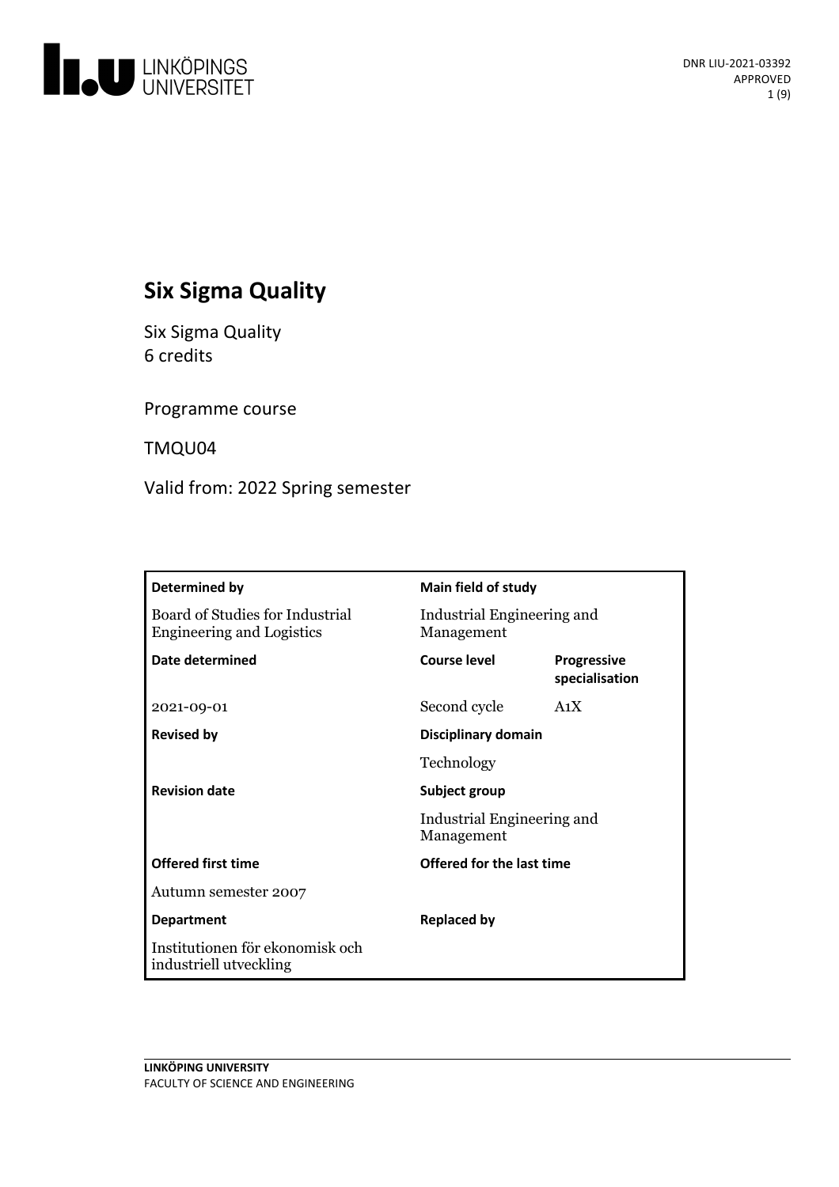# Six Sigma Quality

Six Sigma Quality
6 credits

Programme course

TMQU04

Valid from: 2022 Spring semester

| **Determined by** | **Main field of study** | |
|---|---|---|
| Board of Studies for Industrial Engineering and Logistics | Industrial Engineering and Management | |
| **Date determined** | **Course level** | **Progressive specialisation** |
| 2021-09-01 | Second cycle | A1X |
| **Revised by** | **Disciplinary domain** | |
| | Technology | |
| **Revision date** | **Subject group** | |
| | Industrial Engineering and Management | |
| **Offered first time** | **Offered for the last time** | |
| Autumn semester 2007 | | |
| **Department** | **Replaced by** | |
| Institutionen för ekonomisk och industriell utveckling | | |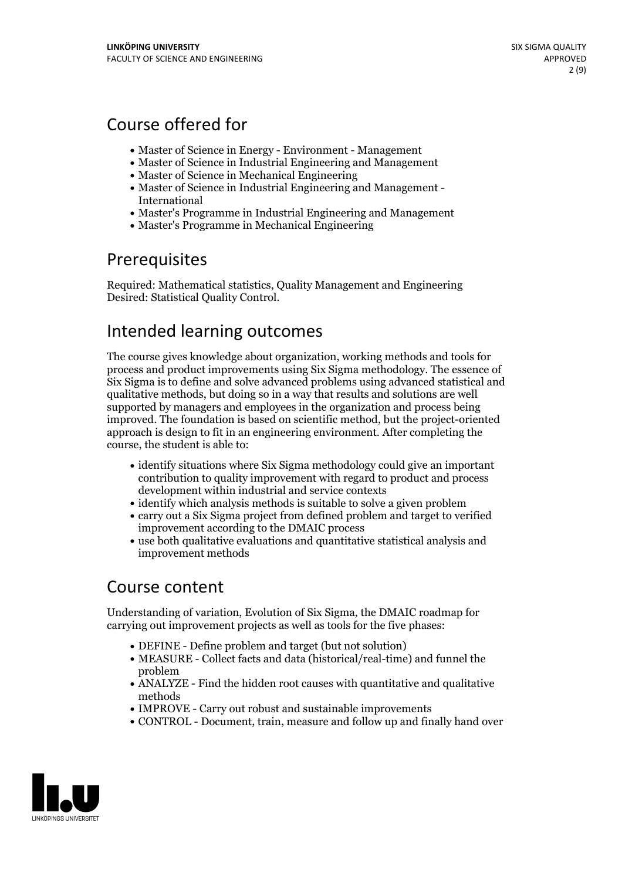## Course offered for

- Master of Science in Energy - Environment - Management
- Master of Science in Industrial Engineering and Management
- Master of Science in Mechanical Engineering
- Master of Science in Industrial Engineering and Management - International
- Master's Programme in Industrial Engineering and Management
- Master's Programme in Mechanical Engineering

## Prerequisites

Required: Mathematical statistics, Quality Management and Engineering
Desired: Statistical Quality Control.

## Intended learning outcomes

The course gives knowledge about organization, working methods and tools for process and product improvements using Six Sigma methodology. The essence of Six Sigma is to define and solve advanced problems using advanced statistical and qualitative methods, but doing so in a way that results and solutions are well supported by managers and employees in the organization and process being improved. The foundation is based on scientific method, but the project-oriented approach is design to fit in an engineering environment. After completing the course, the student is able to:

- identify situations where Six Sigma methodology could give an important contribution to quality improvement with regard to product and process development within industrial and service contexts
- identify which analysis methods is suitable to solve a given problem
- carry out a Six Sigma project from defined problem and target to verified improvement according to the DMAIC process
- use both qualitative evaluations and quantitative statistical analysis and improvement methods

## Course content

Understanding of variation, Evolution of Six Sigma, the DMAIC roadmap for carrying out improvement projects as well as tools for the five phases:

- DEFINE - Define problem and target (but not solution)
- MEASURE - Collect facts and data (historical/real-time) and funnel the problem
- ANALYZE - Find the hidden root causes with quantitative and qualitative methods
- IMPROVE - Carry out robust and sustainable improvements
- CONTROL - Document, train, measure and follow up and finally hand over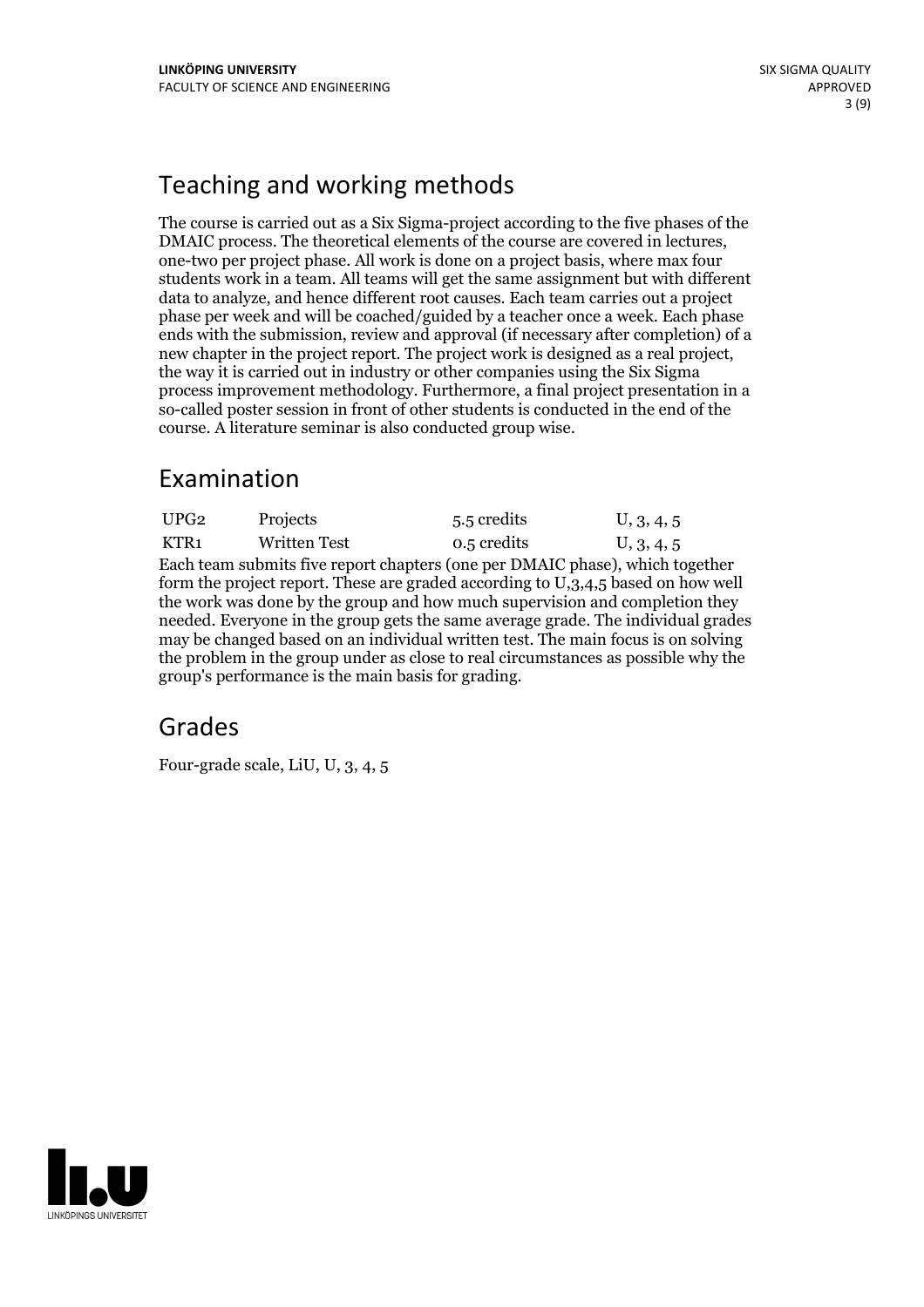## Teaching and working methods

The course is carried out as a Six Sigma-project according to the five phases of the DMAIC process. The theoretical elements of the course are covered in lectures, one-two per project phase. All work is done on a project basis, where max four students work in a team. All teams will get the same assignment but with different data to analyze, and hence different root causes. Each team carries out a project phase per week and will be coached/guided by a teacher once a week. Each phase ends with the submission, review and approval (if necessary after completion) of a new chapter in the project report. The project work is designed as a real project, the way it is carried out in industry or other companies using the Six Sigma process improvement methodology. Furthermore, a final project presentation in a so-called poster session in front of other students is conducted in the end of the course. A literature seminar is also conducted group wise.

## Examination

| | | | |
|---|---|---|---|
| UPG2 | Projects | 5.5 credits | U, 3, 4, 5 |
| KTR1 | Written Test | 0.5 credits | U, 3, 4, 5 |

Each team submits five report chapters (one per DMAIC phase), which together form the project report. These are graded according to U,3,4,5 based on how well the work was done by the group and how much supervision and completion they needed. Everyone in the group gets the same average grade. The individual grades may be changed based on an individual written test. The main focus is on solving the problem in the group under as close to real circumstances as possible why the group's performance is the main basis for grading.

## Grades

Four-grade scale, LiU, U, 3, 4, 5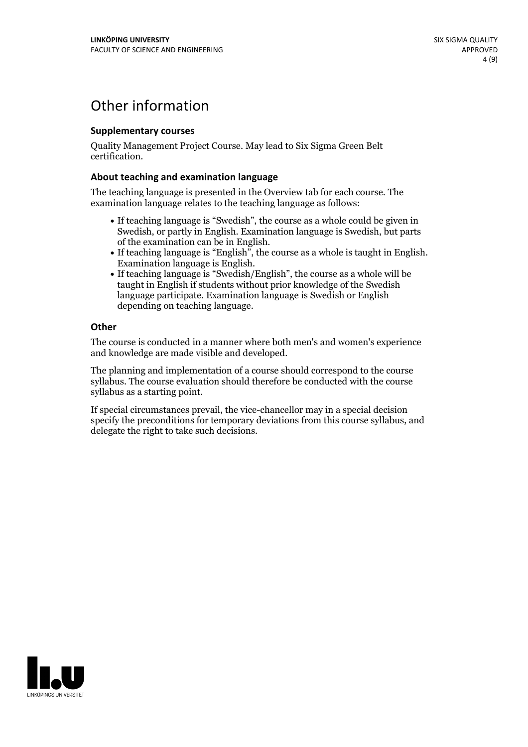# Other information

### Supplementary courses

Quality Management Project Course. May lead to Six Sigma Green Belt certification.

### About teaching and examination language

The teaching language is presented in the Overview tab for each course. The examination language relates to the teaching language as follows:

- If teaching language is "Swedish", the course as a whole could be given in Swedish, or partly in English. Examination language is Swedish, but parts of the examination can be in English.
- If teaching language is "English", the course as a whole is taught in English. Examination language is English.
- If teaching language is "Swedish/English", the course as a whole will be taught in English if students without prior knowledge of the Swedish language participate. Examination language is Swedish or English depending on teaching language.

### Other

The course is conducted in a manner where both men's and women's experience and knowledge are made visible and developed.

The planning and implementation of a course should correspond to the course syllabus. The course evaluation should therefore be conducted with the course syllabus as a starting point.

If special circumstances prevail, the vice-chancellor may in a special decision specify the preconditions for temporary deviations from this course syllabus, and delegate the right to take such decisions.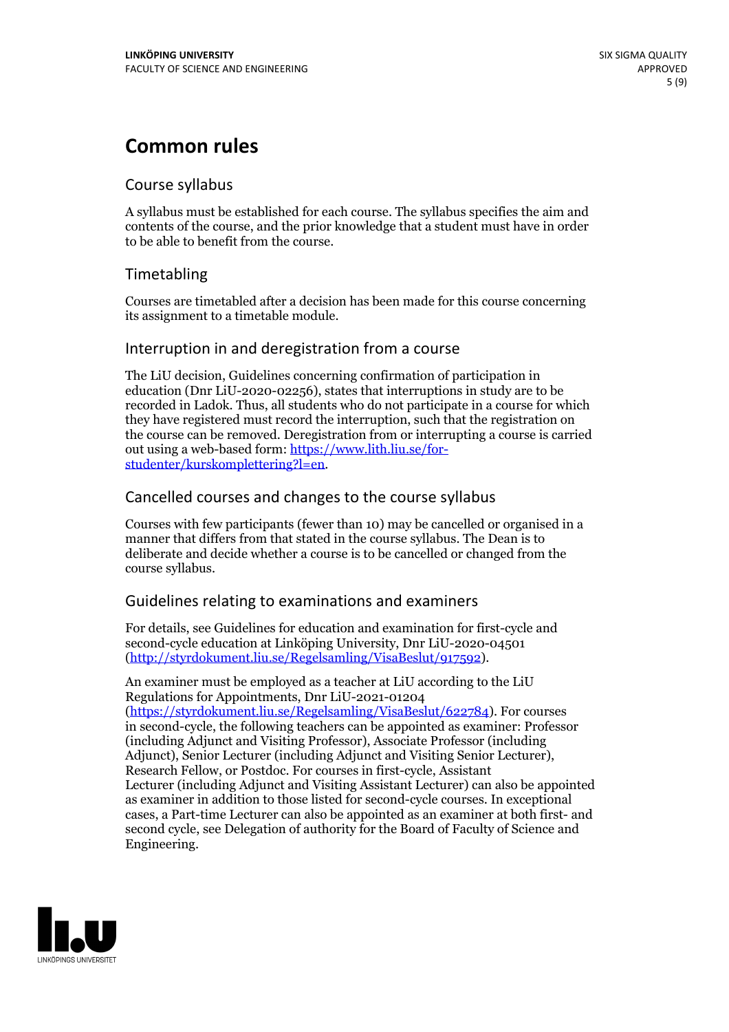# Common rules

## Course syllabus

A syllabus must be established for each course. The syllabus specifies the aim and contents of the course, and the prior knowledge that a student must have in order to be able to benefit from the course.

## Timetabling

Courses are timetabled after a decision has been made for this course concerning its assignment to a timetable module.

## Interruption in and deregistration from a course

The LiU decision, Guidelines concerning confirmation of participation in education (Dnr LiU-2020-02256), states that interruptions in study are to be recorded in Ladok. Thus, all students who do not participate in a course for which they have registered must record the interruption, such that the registration on the course can be removed. Deregistration from or interrupting a course is carried out using a web-based form: https://www.lith.liu.se/for-studenter/kurskomplettering?l=en.

## Cancelled courses and changes to the course syllabus

Courses with few participants (fewer than 10) may be cancelled or organised in a manner that differs from that stated in the course syllabus. The Dean is to deliberate and decide whether a course is to be cancelled or changed from the course syllabus.

## Guidelines relating to examinations and examiners

For details, see Guidelines for education and examination for first-cycle and second-cycle education at Linköping University, Dnr LiU-2020-04501 (http://styrdokument.liu.se/Regelsamling/VisaBeslut/917592).

An examiner must be employed as a teacher at LiU according to the LiU Regulations for Appointments, Dnr LiU-2021-01204 (https://styrdokument.liu.se/Regelsamling/VisaBeslut/622784). For courses in second-cycle, the following teachers can be appointed as examiner: Professor (including Adjunct and Visiting Professor), Associate Professor (including Adjunct), Senior Lecturer (including Adjunct and Visiting Senior Lecturer), Research Fellow, or Postdoc. For courses in first-cycle, Assistant Lecturer (including Adjunct and Visiting Assistant Lecturer) can also be appointed as examiner in addition to those listed for second-cycle courses. In exceptional cases, a Part-time Lecturer can also be appointed as an examiner at both first- and second cycle, see Delegation of authority for the Board of Faculty of Science and Engineering.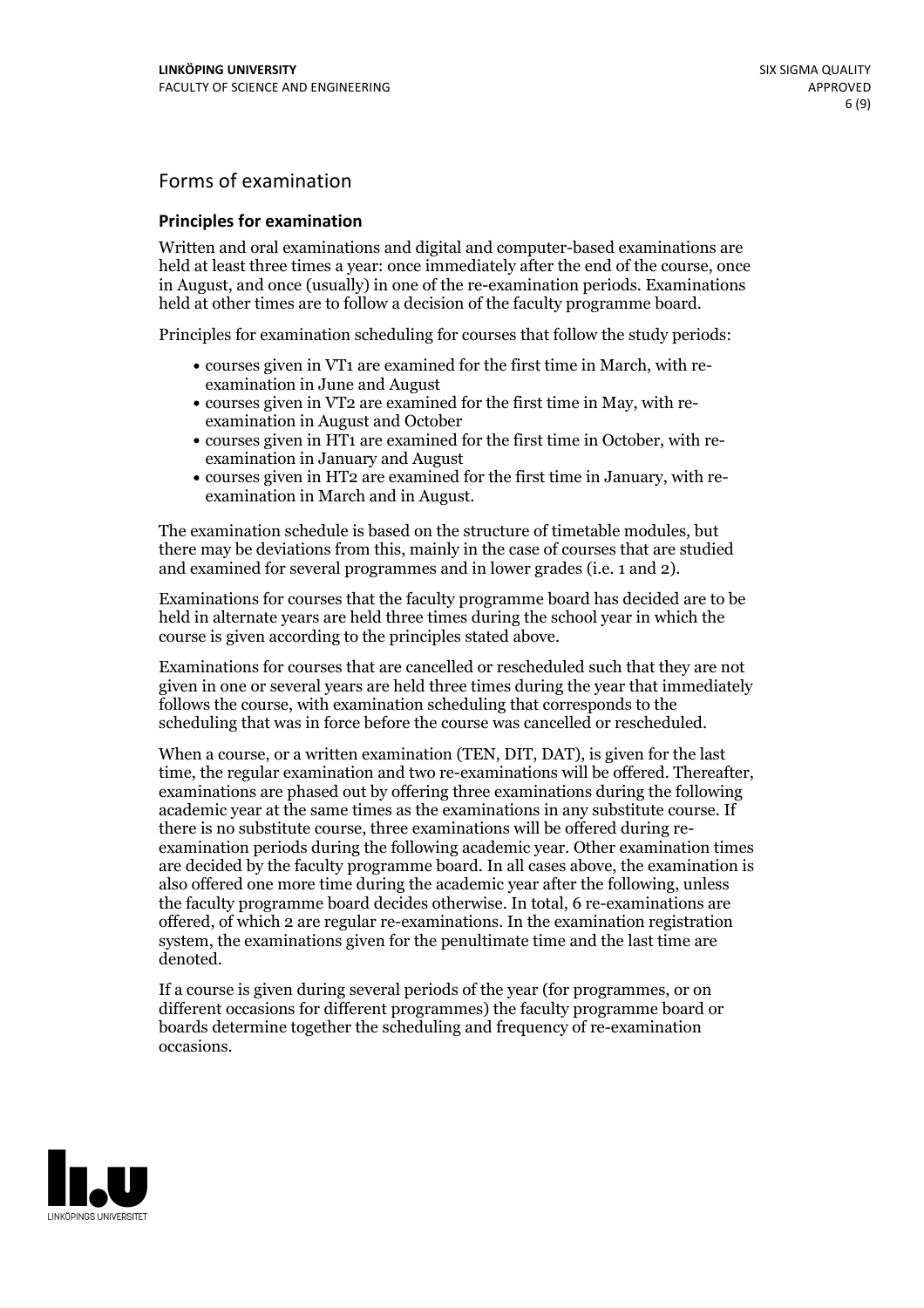## Forms of examination

### Principles for examination

Written and oral examinations and digital and computer-based examinations are held at least three times a year: once immediately after the end of the course, once in August, and once (usually) in one of the re-examination periods. Examinations held at other times are to follow a decision of the faculty programme board.

Principles for examination scheduling for courses that follow the study periods:

- courses given in VT1 are examined for the first time in March, with re-examination in June and August
- courses given in VT2 are examined for the first time in May, with re-examination in August and October
- courses given in HT1 are examined for the first time in October, with re-examination in January and August
- courses given in HT2 are examined for the first time in January, with re-examination in March and in August.

The examination schedule is based on the structure of timetable modules, but there may be deviations from this, mainly in the case of courses that are studied and examined for several programmes and in lower grades (i.e. 1 and 2).

Examinations for courses that the faculty programme board has decided are to be held in alternate years are held three times during the school year in which the course is given according to the principles stated above.

Examinations for courses that are cancelled or rescheduled such that they are not given in one or several years are held three times during the year that immediately follows the course, with examination scheduling that corresponds to the scheduling that was in force before the course was cancelled or rescheduled.

When a course, or a written examination (TEN, DIT, DAT), is given for the last time, the regular examination and two re-examinations will be offered. Thereafter, examinations are phased out by offering three examinations during the following academic year at the same times as the examinations in any substitute course. If there is no substitute course, three examinations will be offered during re-examination periods during the following academic year. Other examination times are decided by the faculty programme board. In all cases above, the examination is also offered one more time during the academic year after the following, unless the faculty programme board decides otherwise. In total, 6 re-examinations are offered, of which 2 are regular re-examinations. In the examination registration system, the examinations given for the penultimate time and the last time are denoted.

If a course is given during several periods of the year (for programmes, or on different occasions for different programmes) the faculty programme board or boards determine together the scheduling and frequency of re-examination occasions.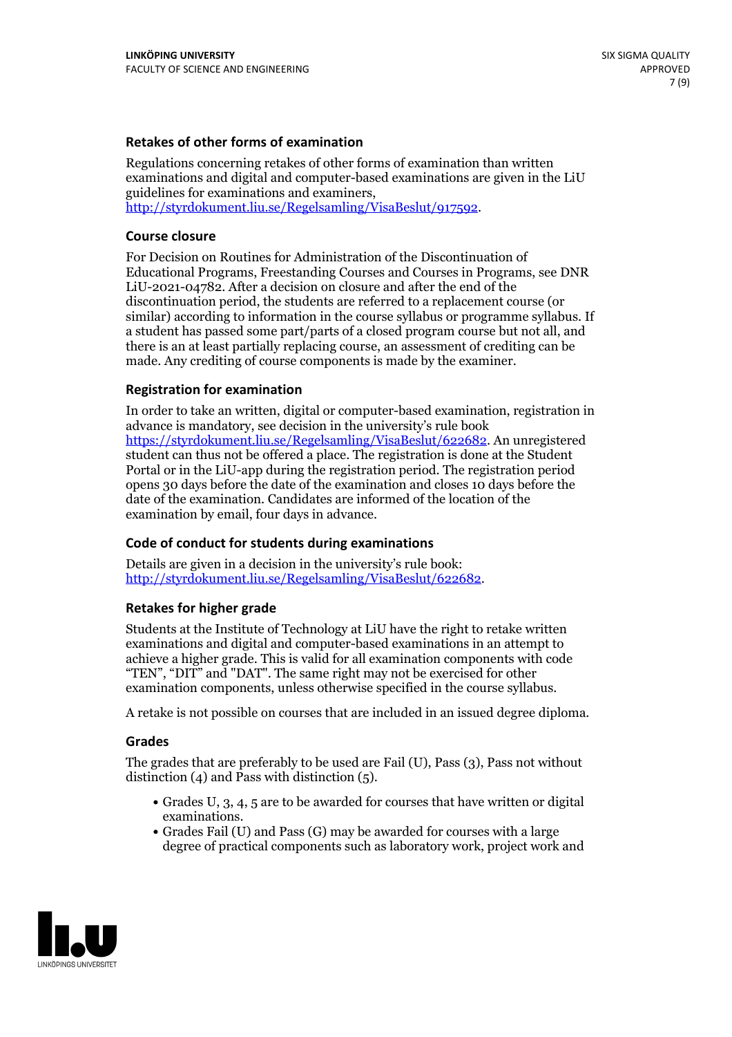### Retakes of other forms of examination

Regulations concerning retakes of other forms of examination than written examinations and digital and computer-based examinations are given in the LiU guidelines for examinations and examiners, http://styrdokument.liu.se/Regelsamling/VisaBeslut/917592.

### Course closure

For Decision on Routines for Administration of the Discontinuation of Educational Programs, Freestanding Courses and Courses in Programs, see DNR LiU-2021-04782. After a decision on closure and after the end of the discontinuation period, the students are referred to a replacement course (or similar) according to information in the course syllabus or programme syllabus. If a student has passed some part/parts of a closed program course but not all, and there is an at least partially replacing course, an assessment of crediting can be made. Any crediting of course components is made by the examiner.

### Registration for examination

In order to take an written, digital or computer-based examination, registration in advance is mandatory, see decision in the university's rule book https://styrdokument.liu.se/Regelsamling/VisaBeslut/622682. An unregistered student can thus not be offered a place. The registration is done at the Student Portal or in the LiU-app during the registration period. The registration period opens 30 days before the date of the examination and closes 10 days before the date of the examination. Candidates are informed of the location of the examination by email, four days in advance.

### Code of conduct for students during examinations

Details are given in a decision in the university's rule book: http://styrdokument.liu.se/Regelsamling/VisaBeslut/622682.

### Retakes for higher grade

Students at the Institute of Technology at LiU have the right to retake written examinations and digital and computer-based examinations in an attempt to achieve a higher grade. This is valid for all examination components with code "TEN", "DIT" and "DAT". The same right may not be exercised for other examination components, unless otherwise specified in the course syllabus.

A retake is not possible on courses that are included in an issued degree diploma.

### Grades

The grades that are preferably to be used are Fail (U), Pass (3), Pass not without distinction (4) and Pass with distinction (5).

- Grades U, 3, 4, 5 are to be awarded for courses that have written or digital examinations.
- Grades Fail (U) and Pass (G) may be awarded for courses with a large degree of practical components such as laboratory work, project work and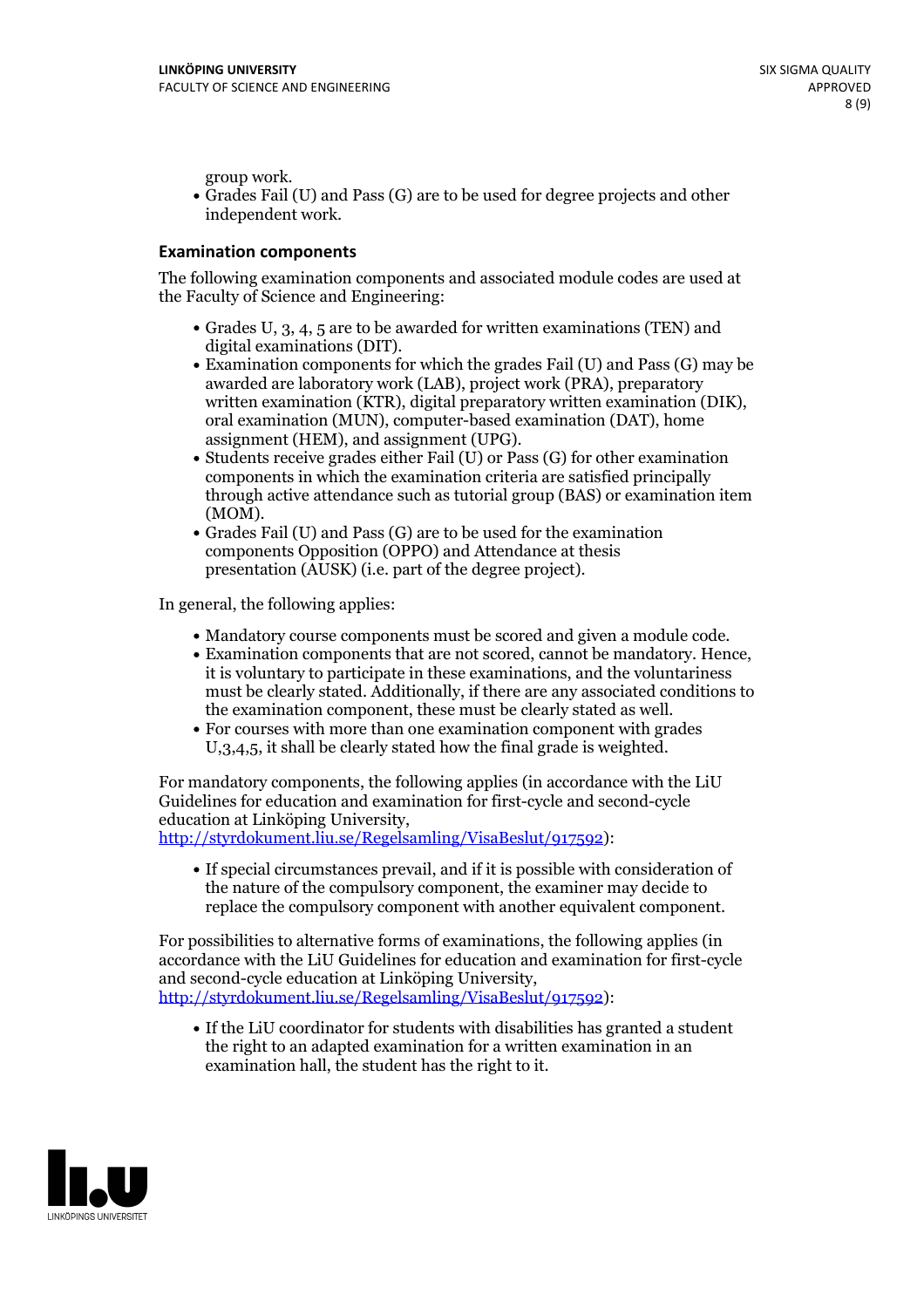group work.

- Grades Fail (U) and Pass (G) are to be used for degree projects and other independent work.

### Examination components

The following examination components and associated module codes are used at the Faculty of Science and Engineering:

- Grades U, 3, 4, 5 are to be awarded for written examinations (TEN) and digital examinations (DIT).
- Examination components for which the grades Fail (U) and Pass (G) may be awarded are laboratory work (LAB), project work (PRA), preparatory written examination (KTR), digital preparatory written examination (DIK), oral examination (MUN), computer-based examination (DAT), home assignment (HEM), and assignment (UPG).
- Students receive grades either Fail (U) or Pass (G) for other examination components in which the examination criteria are satisfied principally through active attendance such as tutorial group (BAS) or examination item (MOM).
- Grades Fail (U) and Pass (G) are to be used for the examination components Opposition (OPPO) and Attendance at thesis presentation (AUSK) (i.e. part of the degree project).

In general, the following applies:

- Mandatory course components must be scored and given a module code.
- Examination components that are not scored, cannot be mandatory. Hence, it is voluntary to participate in these examinations, and the voluntariness must be clearly stated. Additionally, if there are any associated conditions to the examination component, these must be clearly stated as well.
- For courses with more than one examination component with grades U,3,4,5, it shall be clearly stated how the final grade is weighted.

For mandatory components, the following applies (in accordance with the LiU Guidelines for education and examination for first-cycle and second-cycle education at Linköping University, http://styrdokument.liu.se/Regelsamling/VisaBeslut/917592):

- If special circumstances prevail, and if it is possible with consideration of the nature of the compulsory component, the examiner may decide to replace the compulsory component with another equivalent component.

For possibilities to alternative forms of examinations, the following applies (in accordance with the LiU Guidelines for education and examination for first-cycle and second-cycle education at Linköping University, http://styrdokument.liu.se/Regelsamling/VisaBeslut/917592):

- If the LiU coordinator for students with disabilities has granted a student the right to an adapted examination for a written examination in an examination hall, the student has the right to it.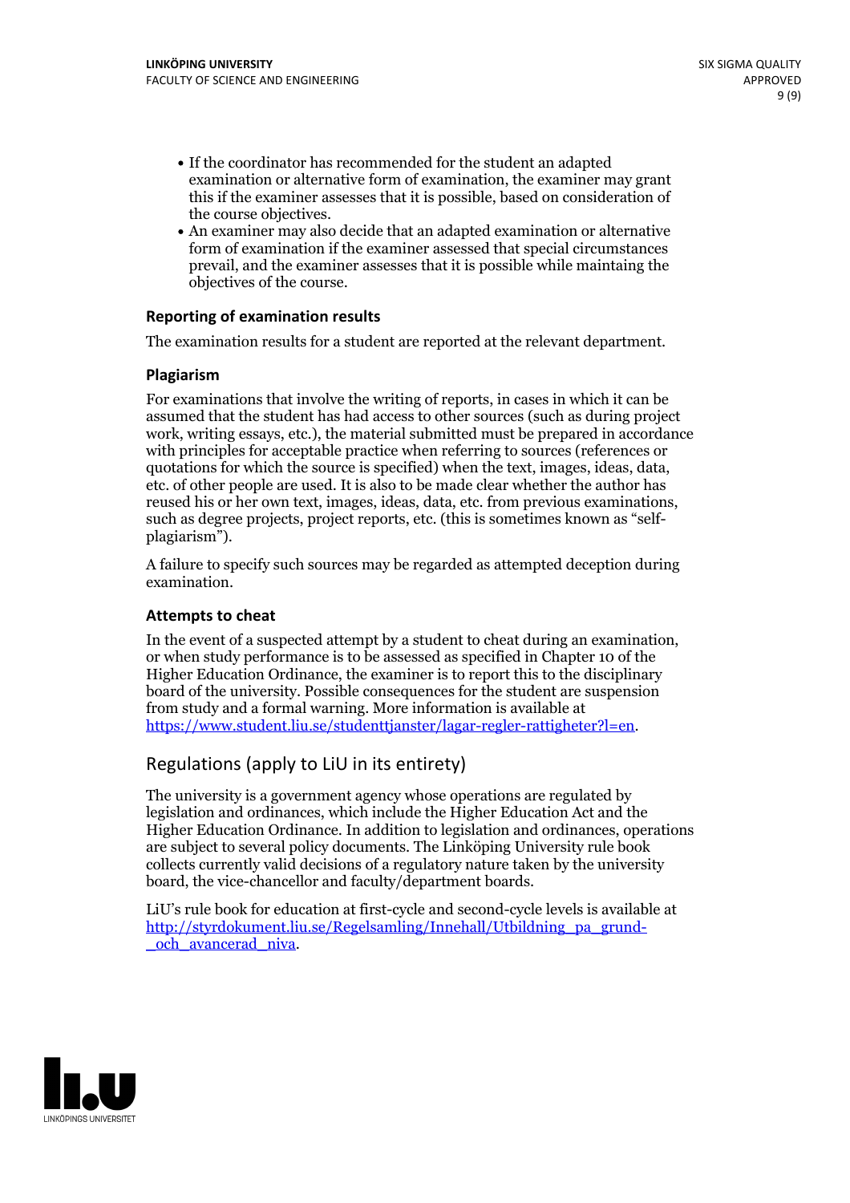- If the coordinator has recommended for the student an adapted examination or alternative form of examination, the examiner may grant this if the examiner assesses that it is possible, based on consideration of the course objectives.
- An examiner may also decide that an adapted examination or alternative form of examination if the examiner assessed that special circumstances prevail, and the examiner assesses that it is possible while maintaing the objectives of the course.

### Reporting of examination results

The examination results for a student are reported at the relevant department.

### Plagiarism

For examinations that involve the writing of reports, in cases in which it can be assumed that the student has had access to other sources (such as during project work, writing essays, etc.), the material submitted must be prepared in accordance with principles for acceptable practice when referring to sources (references or quotations for which the source is specified) when the text, images, ideas, data, etc. of other people are used. It is also to be made clear whether the author has reused his or her own text, images, ideas, data, etc. from previous examinations, such as degree projects, project reports, etc. (this is sometimes known as "self-plagiarism").

A failure to specify such sources may be regarded as attempted deception during examination.

### Attempts to cheat

In the event of a suspected attempt by a student to cheat during an examination, or when study performance is to be assessed as specified in Chapter 10 of the Higher Education Ordinance, the examiner is to report this to the disciplinary board of the university. Possible consequences for the student are suspension from study and a formal warning. More information is available at https://www.student.liu.se/studenttjanster/lagar-regler-rattigheter?l=en.

## Regulations (apply to LiU in its entirety)

The university is a government agency whose operations are regulated by legislation and ordinances, which include the Higher Education Act and the Higher Education Ordinance. In addition to legislation and ordinances, operations are subject to several policy documents. The Linköping University rule book collects currently valid decisions of a regulatory nature taken by the university board, the vice-chancellor and faculty/department boards.

LiU's rule book for education at first-cycle and second-cycle levels is available at http://styrdokument.liu.se/Regelsamling/Innehall/Utbildning_pa_grund-_och_avancerad_niva.